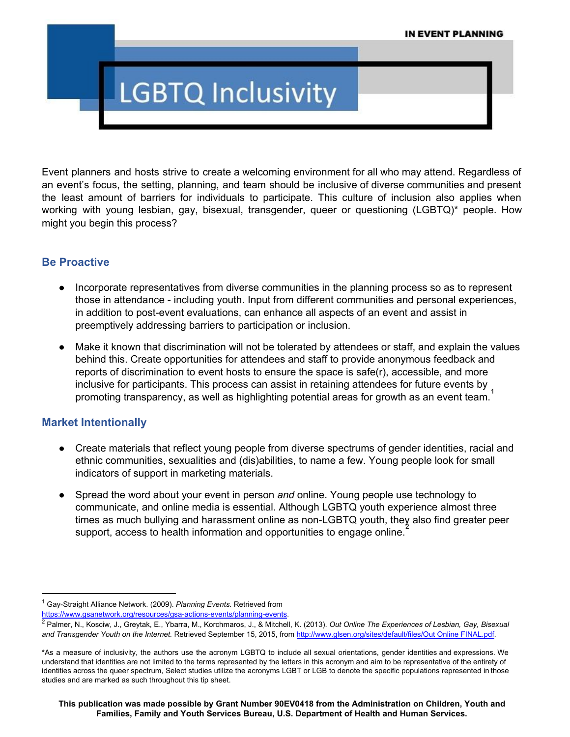IN EVENT PLANNING

# LGBTQ Inclusivity

Event planners and hosts strive to create a welcoming environment for all who may attend. Regardless of an event's focus, the setting, planning, and team should be inclusive of diverse communities and present the least amount of barriers for individuals to participate. This culture of inclusion also applies when working with young lesbian, gay, bisexual, transgender, queer or questioning (LGBTQ)* people. How might you begin this process?

## Be Proactive

- Incorporate representatives from diverse communities in the planning process so as to represent those in attendance - including youth. Input from different communities and personal experiences, in addition to post-event evaluations, can enhance all aspects of an event and assist in preemptively addressing barriers to participation or inclusion.
- Make it known that discrimination will not be tolerated by attendees or staff, and explain the values behind this. Create opportunities for attendees and staff to provide anonymous feedback and reports of discrimination to event hosts to ensure the space is safe(r), accessible, and more inclusive for participants. This process can assist in retaining attendees for future events by promoting transparency, as well as highlighting potential areas for growth as an event team.[1]

## Market Intentionally

- Create materials that reflect young people from diverse spectrums of gender identities, racial and ethnic communities, sexualities and (dis)abilities, to name a few. Young people look for small indicators of support in marketing materials.
- Spread the word about your event in person *and* online. Young people use technology to communicate, and online media is essential. Although LGBTQ youth experience almost three times as much bullying and harassment online as non-LGBTQ youth, they also find greater peer support, access to health information and opportunities to engage online.[2]

---

[1] Gay-Straight Alliance Network. (2009). *Planning Events.* Retrieved from https://www.gsanetwork.org/resources/gsa-actions-events/planning-events.

[2] Palmer, N., Kosciw, J., Greytak, E., Ybarra, M., Korchmaros, J., & Mitchell, K. (2013). *Out Online The Experiences of Lesbian, Gay, Bisexual and Transgender Youth on the Internet.* Retrieved September 15, 2015, from http://www.glsen.org/sites/default/files/Out Online FINAL.pdf.

*As a measure of inclusivity, the authors use the acronym LGBTQ to include all sexual orientations, gender identities and expressions. We understand that identities are not limited to the terms represented by the letters in this acronym and aim to be representative of the entirety of identities across the queer spectrum, Select studies utilize the acronyms LGBT or LGB to denote the specific populations represented in those studies and are marked as such throughout this tip sheet.

**This publication was made possible by Grant Number 90EV0418 from the Administration on Children, Youth and Families, Family and Youth Services Bureau, U.S. Department of Health and Human Services.**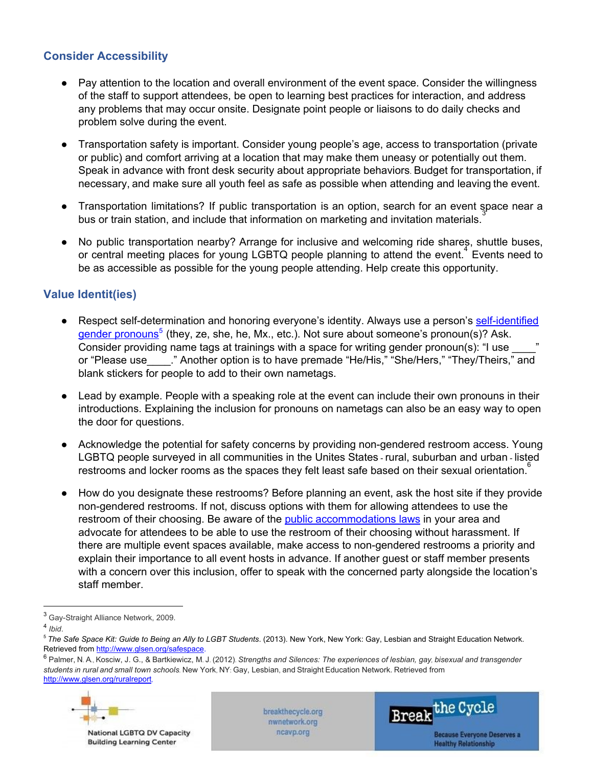## Consider Accessibility

- Pay attention to the location and overall environment of the event space. Consider the willingness of the staff to support attendees, be open to learning best practices for interaction, and address any problems that may occur onsite. Designate point people or liaisons to do daily checks and problem solve during the event.
- Transportation safety is important. Consider young people's age, access to transportation (private or public) and comfort arriving at a location that may make them uneasy or potentially out them. Speak in advance with front desk security about appropriate behaviors. Budget for transportation, if necessary, and make sure all youth feel as safe as possible when attending and leaving the event.
- Transportation limitations? If public transportation is an option, search for an event space near a bus or train station, and include that information on marketing and invitation materials.[3]
- No public transportation nearby? Arrange for inclusive and welcoming ride shares, shuttle buses, or central meeting places for young LGBTQ people planning to attend the event.[4] Events need to be as accessible as possible for the young people attending. Help create this opportunity.

## Value Identit(ies)

- Respect self-determination and honoring everyone's identity. Always use a person's self-identified gender pronouns[5] (they, ze, she, he, Mx., etc.). Not sure about someone's pronoun(s)? Ask. Consider providing name tags at trainings with a space for writing gender pronoun(s): "I use ____" or "Please use____." Another option is to have premade "He/His," "She/Hers," "They/Theirs," and blank stickers for people to add to their own nametags.
- Lead by example. People with a speaking role at the event can include their own pronouns in their introductions. Explaining the inclusion for pronouns on nametags can also be an easy way to open the door for questions.
- Acknowledge the potential for safety concerns by providing non-gendered restroom access. Young LGBTQ people surveyed in all communities in the Unites States - rural, suburban and urban - listed restrooms and locker rooms as the spaces they felt least safe based on their sexual orientation.[6]
- How do you designate these restrooms? Before planning an event, ask the host site if they provide non-gendered restrooms. If not, discuss options with them for allowing attendees to use the restroom of their choosing. Be aware of the public accommodations laws in your area and advocate for attendees to be able to use the restroom of their choosing without harassment. If there are multiple event spaces available, make access to non-gendered restrooms a priority and explain their importance to all event hosts in advance. If another guest or staff member presents with a concern over this inclusion, offer to speak with the concerned party alongside the location's staff member.

---

[3] Gay-Straight Alliance Network, 2009.

[4] *Ibid*.

[5] *The Safe Space Kit: Guide to Being an Ally to LGBT Students*. (2013). New York, New York: Gay, Lesbian and Straight Education Network. Retrieved from http://www.glsen.org/safespace.

[6] Palmer, N. A., Kosciw, J. G., & Bartkiewicz, M. J. (2012). *Strengths and Silences: The experiences of lesbian, gay, bisexual and transgender students in rural and small town schools*. New York, NY: Gay, Lesbian, and Straight Education Network. Retrieved from http://www.glsen.org/ruralreport.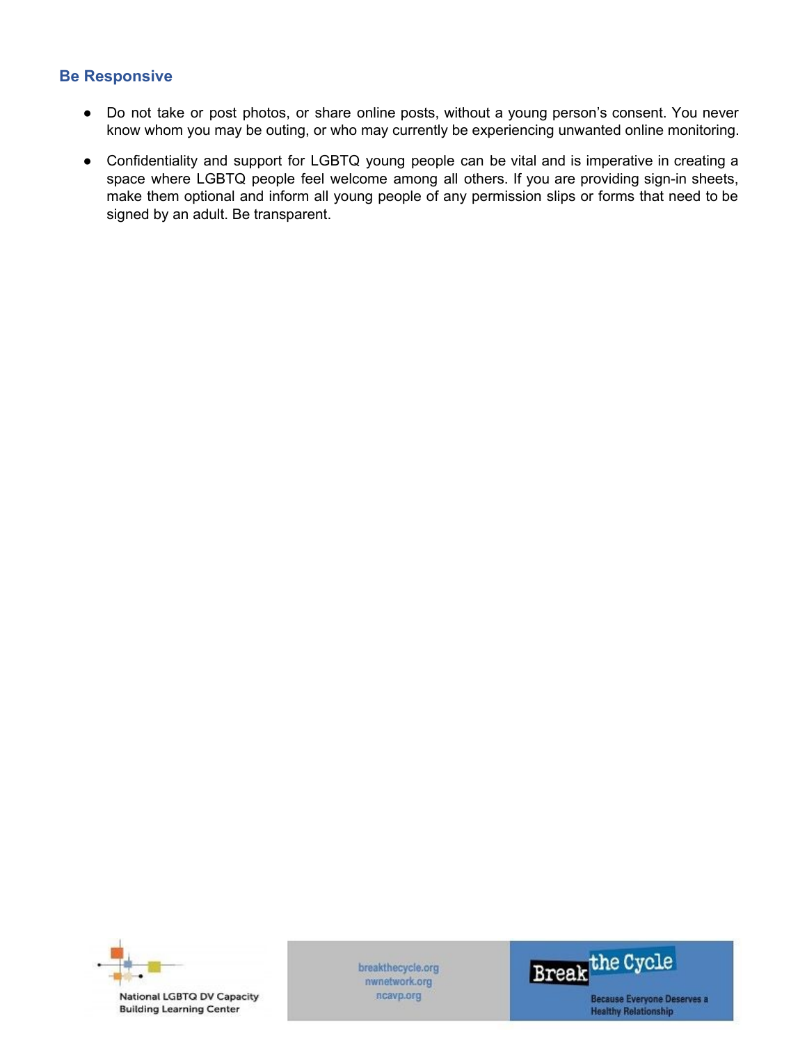### Be Responsive

- Do not take or post photos, or share online posts, without a young person's consent. You never know whom you may be outing, or who may currently be experiencing unwanted online monitoring.
- Confidentiality and support for LGBTQ young people can be vital and is imperative in creating a space where LGBTQ people feel welcome among all others. If you are providing sign-in sheets, make them optional and inform all young people of any permission slips or forms that need to be signed by an adult. Be transparent.